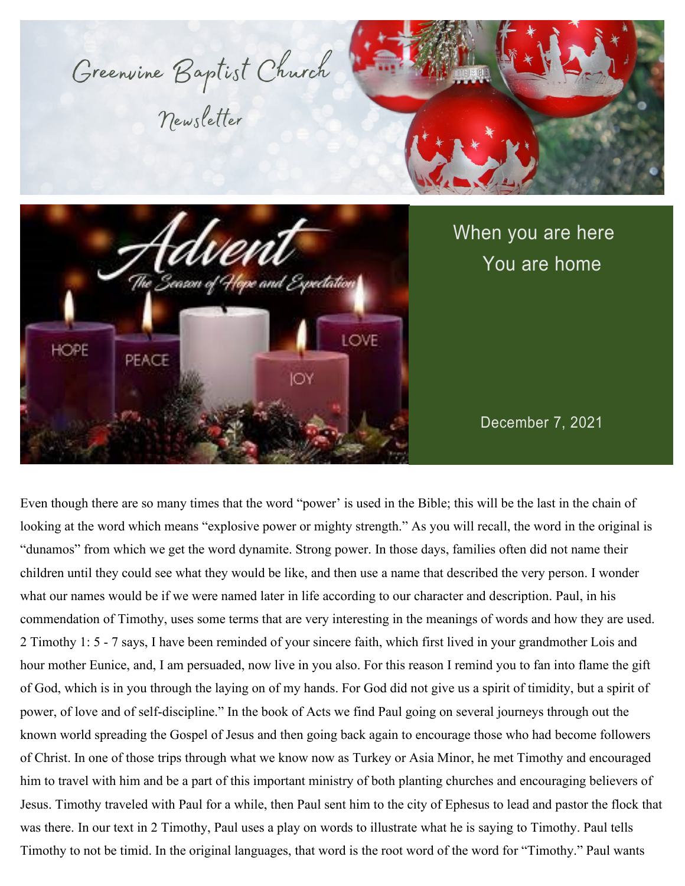# Greenvine Baptist Church

## Newsletter

When you are here
You are home

December 7, 2021

Even though there are so many times that the word "power' is used in the Bible; this will be the last in the chain of looking at the word which means "explosive power or mighty strength." As you will recall, the word in the original is "dunamos" from which we get the word dynamite. Strong power. In those days, families often did not name their children until they could see what they would be like, and then use a name that described the very person. I wonder what our names would be if we were named later in life according to our character and description. Paul, in his commendation of Timothy, uses some terms that are very interesting in the meanings of words and how they are used. 2 Timothy 1: 5 - 7 says, I have been reminded of your sincere faith, which first lived in your grandmother Lois and hour mother Eunice, and, I am persuaded, now live in you also. For this reason I remind you to fan into flame the gift of God, which is in you through the laying on of my hands. For God did not give us a spirit of timidity, but a spirit of power, of love and of self-discipline." In the book of Acts we find Paul going on several journeys through out the known world spreading the Gospel of Jesus and then going back again to encourage those who had become followers of Christ. In one of those trips through what we know now as Turkey or Asia Minor, he met Timothy and encouraged him to travel with him and be a part of this important ministry of both planting churches and encouraging believers of Jesus. Timothy traveled with Paul for a while, then Paul sent him to the city of Ephesus to lead and pastor the flock that was there. In our text in 2 Timothy, Paul uses a play on words to illustrate what he is saying to Timothy. Paul tells Timothy to not be timid. In the original languages, that word is the root word of the word for "Timothy." Paul wants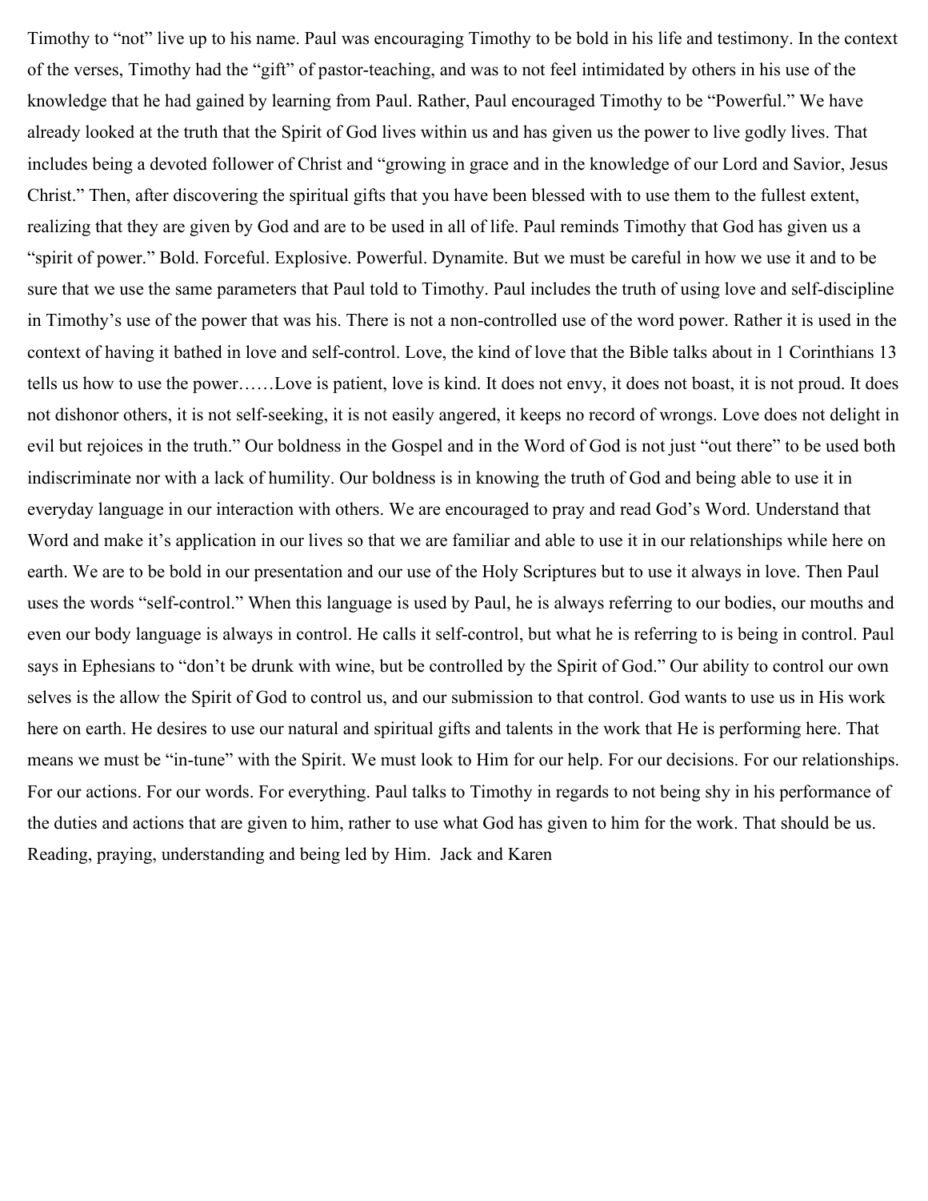Timothy to "not" live up to his name. Paul was encouraging Timothy to be bold in his life and testimony. In the context of the verses, Timothy had the "gift" of pastor-teaching, and was to not feel intimidated by others in his use of the knowledge that he had gained by learning from Paul. Rather, Paul encouraged Timothy to be "Powerful." We have already looked at the truth that the Spirit of God lives within us and has given us the power to live godly lives. That includes being a devoted follower of Christ and "growing in grace and in the knowledge of our Lord and Savior, Jesus Christ." Then, after discovering the spiritual gifts that you have been blessed with to use them to the fullest extent, realizing that they are given by God and are to be used in all of life. Paul reminds Timothy that God has given us a "spirit of power." Bold. Forceful. Explosive. Powerful. Dynamite. But we must be careful in how we use it and to be sure that we use the same parameters that Paul told to Timothy. Paul includes the truth of using love and self-discipline in Timothy's use of the power that was his. There is not a non-controlled use of the word power. Rather it is used in the context of having it bathed in love and self-control. Love, the kind of love that the Bible talks about in 1 Corinthians 13 tells us how to use the power……Love is patient, love is kind. It does not envy, it does not boast, it is not proud. It does not dishonor others, it is not self-seeking, it is not easily angered, it keeps no record of wrongs. Love does not delight in evil but rejoices in the truth." Our boldness in the Gospel and in the Word of God is not just "out there" to be used both indiscriminate nor with a lack of humility. Our boldness is in knowing the truth of God and being able to use it in everyday language in our interaction with others. We are encouraged to pray and read God's Word. Understand that Word and make it's application in our lives so that we are familiar and able to use it in our relationships while here on earth. We are to be bold in our presentation and our use of the Holy Scriptures but to use it always in love. Then Paul uses the words "self-control." When this language is used by Paul, he is always referring to our bodies, our mouths and even our body language is always in control. He calls it self-control, but what he is referring to is being in control. Paul says in Ephesians to "don't be drunk with wine, but be controlled by the Spirit of God." Our ability to control our own selves is the allow the Spirit of God to control us, and our submission to that control. God wants to use us in His work here on earth. He desires to use our natural and spiritual gifts and talents in the work that He is performing here. That means we must be "in-tune" with the Spirit. We must look to Him for our help. For our decisions. For our relationships. For our actions. For our words. For everything. Paul talks to Timothy in regards to not being shy in his performance of the duties and actions that are given to him, rather to use what God has given to him for the work. That should be us. Reading, praying, understanding and being led by Him. Jack and Karen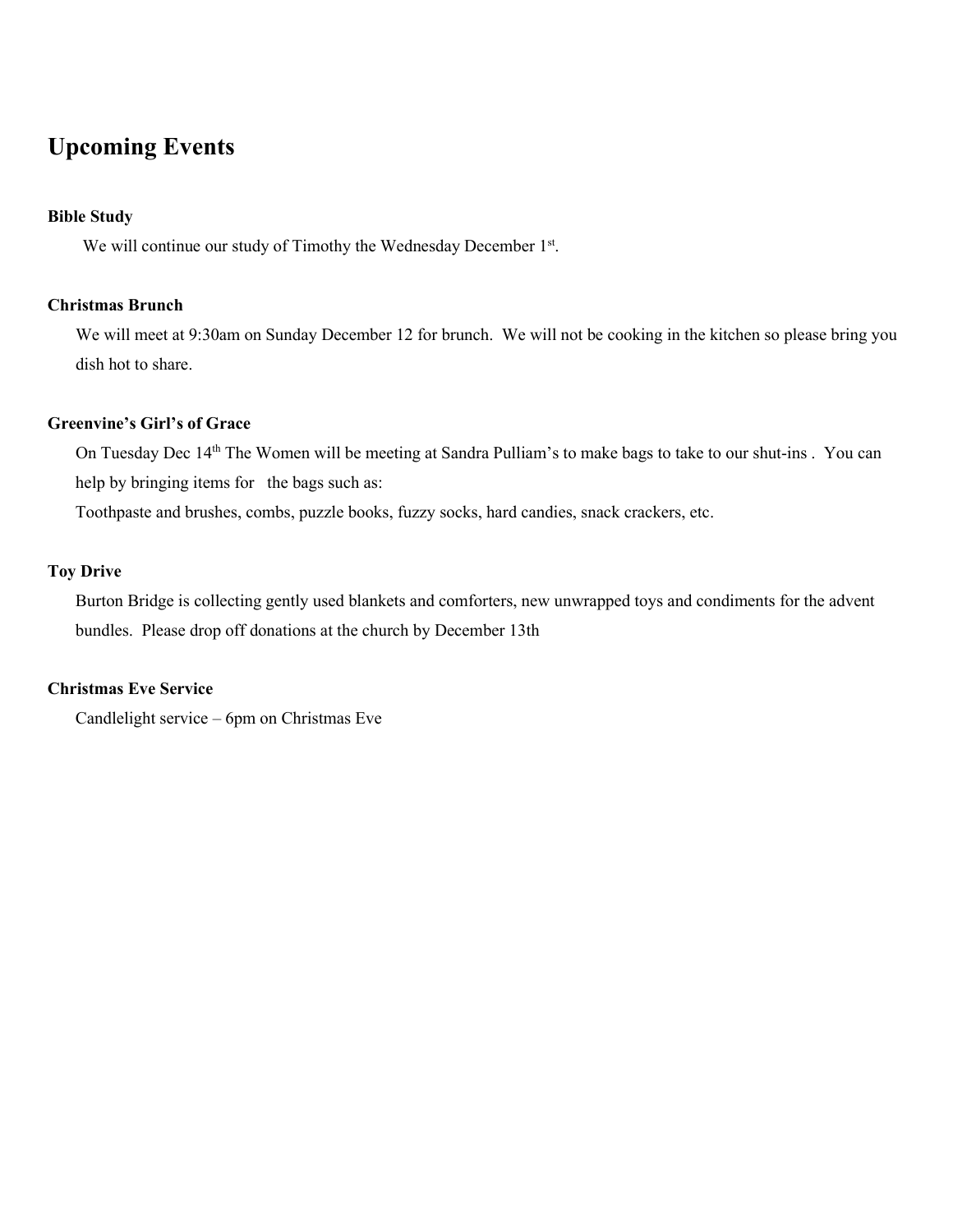# Upcoming Events

**Bible Study**

We will continue our study of Timothy the Wednesday December 1st.

**Christmas Brunch**

We will meet at 9:30am on Sunday December 12 for brunch. We will not be cooking in the kitchen so please bring you dish hot to share.

**Greenvine's Girl's of Grace**

On Tuesday Dec 14th The Women will be meeting at Sandra Pulliam's to make bags to take to our shut-ins . You can help by bringing items for the bags such as:

Toothpaste and brushes, combs, puzzle books, fuzzy socks, hard candies, snack crackers, etc.

**Toy Drive**

Burton Bridge is collecting gently used blankets and comforters, new unwrapped toys and condiments for the advent bundles. Please drop off donations at the church by December 13th

**Christmas Eve Service**

Candlelight service – 6pm on Christmas Eve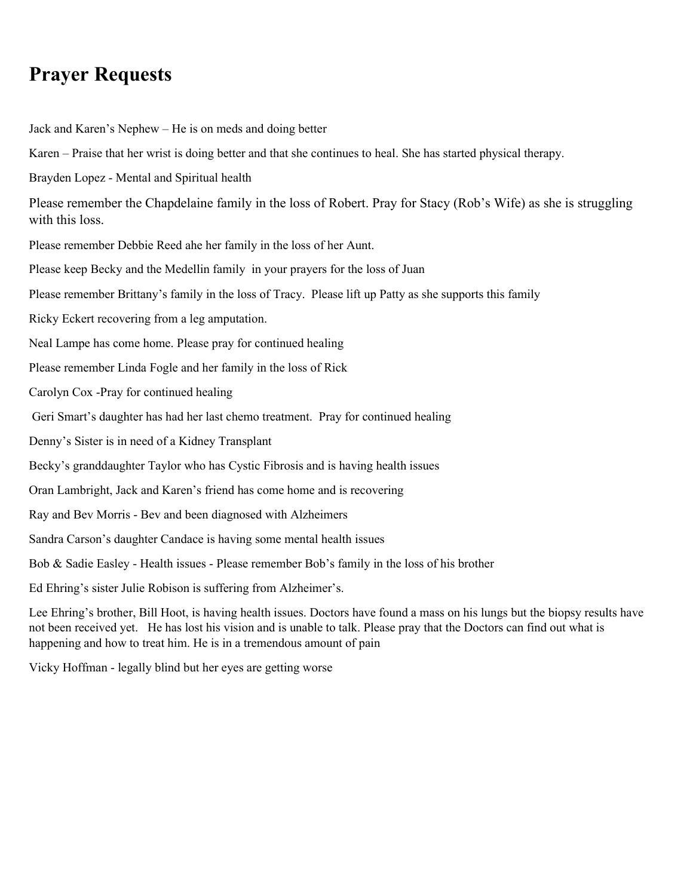## Prayer Requests

Jack and Karen's Nephew – He is on meds and doing better

Karen – Praise that her wrist is doing better and that she continues to heal. She has started physical therapy.

Brayden Lopez - Mental and Spiritual health

Please remember the Chapdelaine family in the loss of Robert. Pray for Stacy (Rob's Wife) as she is struggling with this loss.

Please remember Debbie Reed ahe her family in the loss of her Aunt.

Please keep Becky and the Medellin family in your prayers for the loss of Juan

Please remember Brittany's family in the loss of Tracy. Please lift up Patty as she supports this family

Ricky Eckert recovering from a leg amputation.

Neal Lampe has come home. Please pray for continued healing

Please remember Linda Fogle and her family in the loss of Rick

Carolyn Cox -Pray for continued healing

Geri Smart's daughter has had her last chemo treatment. Pray for continued healing

Denny's Sister is in need of a Kidney Transplant

Becky's granddaughter Taylor who has Cystic Fibrosis and is having health issues

Oran Lambright, Jack and Karen's friend has come home and is recovering

Ray and Bev Morris - Bev and been diagnosed with Alzheimers

Sandra Carson's daughter Candace is having some mental health issues

Bob & Sadie Easley - Health issues - Please remember Bob's family in the loss of his brother

Ed Ehring's sister Julie Robison is suffering from Alzheimer's.

Lee Ehring's brother, Bill Hoot, is having health issues. Doctors have found a mass on his lungs but the biopsy results have not been received yet. He has lost his vision and is unable to talk. Please pray that the Doctors can find out what is happening and how to treat him. He is in a tremendous amount of pain

Vicky Hoffman - legally blind but her eyes are getting worse